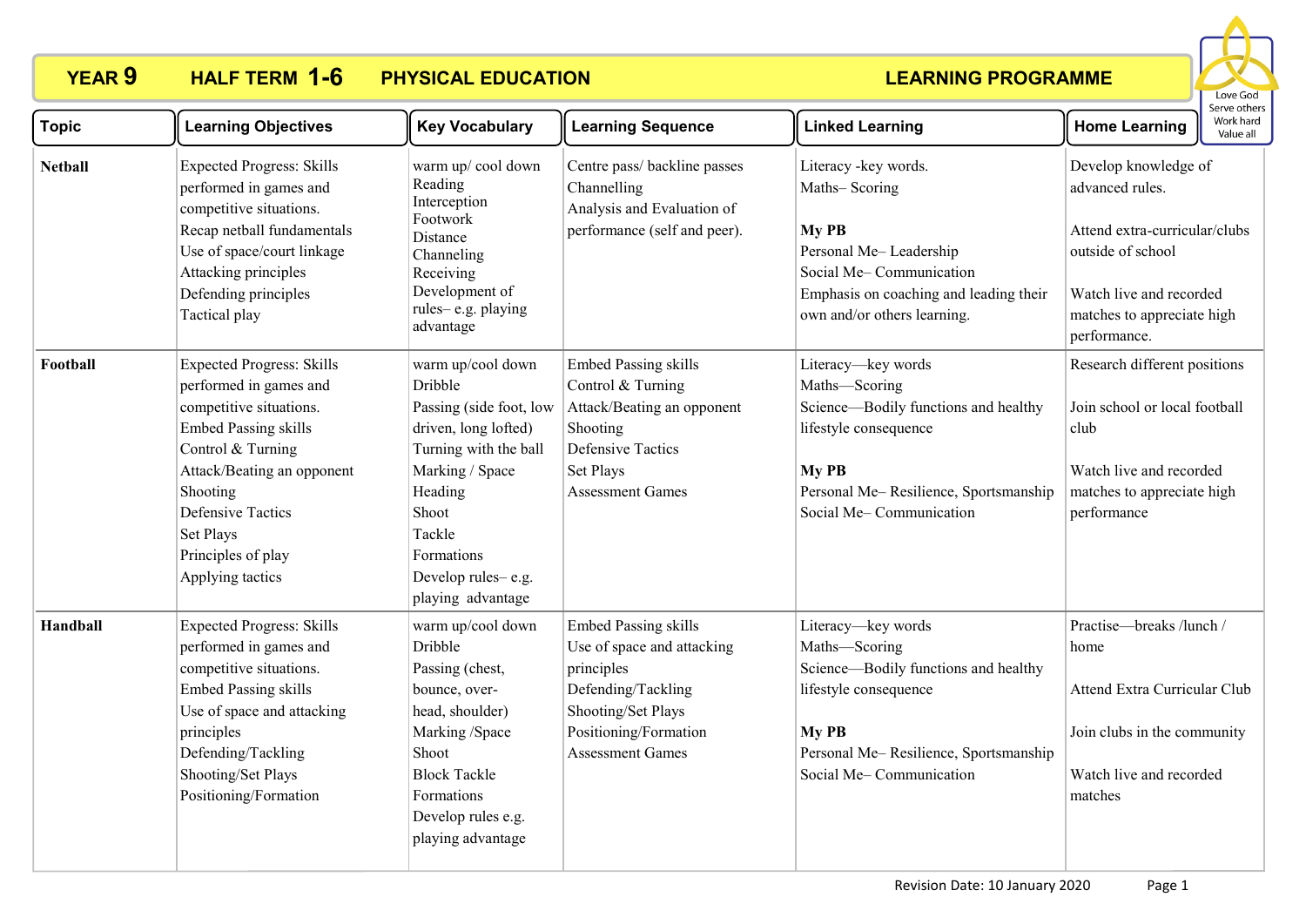# YEAR 9 HALF TERM 1-6 PHYSICAL EDUCATION LEARNING PROGRAMME

Love God
Serve others
Work hard
Value all

| Topic | Learning Objectives | Key Vocabulary | Learning Sequence | Linked Learning | Home Learning |
|---|---|---|---|---|---|
| **Netball** | Expected Progress: Skills performed in games and competitive situations.<br>Recap netball fundamentals<br>Use of space/court linkage<br>Attacking principles<br>Defending principles<br>Tactical play | warm up/ cool down<br>Reading<br>Interception<br>Footwork<br>Distance<br>Channeling<br>Receiving<br>Development of rules– e.g. playing advantage | Centre pass/ backline passes<br>Channelling<br>Analysis and Evaluation of performance (self and peer). | Literacy -key words.<br>Maths– Scoring<br><br>**My PB**<br>Personal Me– Leadership<br>Social Me– Communication<br>Emphasis on coaching and leading their own and/or others learning. | Develop knowledge of advanced rules.<br><br>Attend extra-curricular/clubs outside of school<br><br>Watch live and recorded matches to appreciate high performance. |
| **Football** | Expected Progress: Skills performed in games and competitive situations.<br>Embed Passing skills<br>Control & Turning<br>Attack/Beating an opponent<br>Shooting<br>Defensive Tactics<br>Set Plays<br>Principles of play<br>Applying tactics | warm up/cool down<br>Dribble<br>Passing (side foot, low driven, long lofted)<br>Turning with the ball<br>Marking / Space<br>Heading<br>Shoot<br>Tackle<br>Formations<br>Develop rules– e.g. playing advantage | Embed Passing skills<br>Control & Turning<br>Attack/Beating an opponent<br>Shooting<br>Defensive Tactics<br>Set Plays<br>Assessment Games | Literacy—key words<br>Maths—Scoring<br>Science—Bodily functions and healthy lifestyle consequence<br><br>**My PB**<br>Personal Me– Resilience, Sportsmanship<br>Social Me– Communication | Research different positions<br><br>Join school or local football club<br><br>Watch live and recorded matches to appreciate high performance |
| **Handball** | Expected Progress: Skills performed in games and competitive situations.<br>Embed Passing skills<br>Use of space and attacking principles<br>Defending/Tackling<br>Shooting/Set Plays<br>Positioning/Formation | warm up/cool down<br>Dribble<br>Passing (chest, bounce, over-head, shoulder)<br>Marking /Space<br>Shoot<br>Block Tackle<br>Formations<br>Develop rules e.g. playing advantage | Embed Passing skills<br>Use of space and attacking principles<br>Defending/Tackling<br>Shooting/Set Plays<br>Positioning/Formation<br>Assessment Games | Literacy—key words<br>Maths—Scoring<br>Science—Bodily functions and healthy lifestyle consequence<br><br>**My PB**<br>Personal Me– Resilience, Sportsmanship<br>Social Me– Communication | Practise—breaks /lunch / home<br><br>Attend Extra Curricular Club<br><br>Join clubs in the community<br><br>Watch live and recorded matches |

Revision Date: 10 January 2020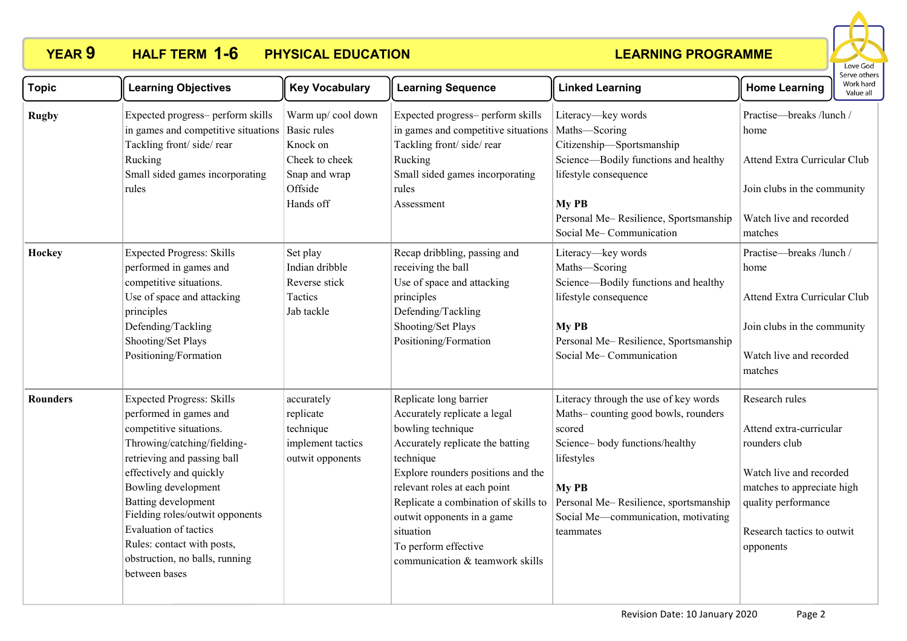# YEAR 9 HALF TERM 1-6 PHYSICAL EDUCATION LEARNING PROGRAMME

Love God
Serve others
Work hard
Value all

| Topic | Learning Objectives | Key Vocabulary | Learning Sequence | Linked Learning | Home Learning |
|---|---|---|---|---|---|
| **Rugby** | Expected progress– perform skills in games and competitive situations<br>Tackling front/ side/ rear<br>Rucking<br>Small sided games incorporating rules | Warm up/ cool down<br>Basic rules<br>Knock on<br>Cheek to cheek<br>Snap and wrap<br>Offside<br>Hands off | Expected progress– perform skills in games and competitive situations<br>Tackling front/ side/ rear<br>Rucking<br>Small sided games incorporating rules<br>Assessment | Literacy—key words<br>Maths—Scoring<br>Citizenship—Sportsmanship<br>Science—Bodily functions and healthy lifestyle consequence<br><br>**My PB**<br>Personal Me– Resilience, Sportsmanship<br>Social Me– Communication | Practise—breaks /lunch / home<br><br>Attend Extra Curricular Club<br><br>Join clubs in the community<br><br>Watch live and recorded matches |
| **Hockey** | Expected Progress: Skills performed in games and competitive situations.<br>Use of space and attacking principles<br>Defending/Tackling<br>Shooting/Set Plays<br>Positioning/Formation | Set play<br>Indian dribble<br>Reverse stick<br>Tactics<br>Jab tackle | Recap dribbling, passing and receiving the ball<br>Use of space and attacking principles<br>Defending/Tackling<br>Shooting/Set Plays<br>Positioning/Formation | Literacy—key words<br>Maths—Scoring<br>Science—Bodily functions and healthy lifestyle consequence<br><br>**My PB**<br>Personal Me– Resilience, Sportsmanship<br>Social Me– Communication | Practise—breaks /lunch / home<br><br>Attend Extra Curricular Club<br><br>Join clubs in the community<br><br>Watch live and recorded matches |
| **Rounders** | Expected Progress: Skills performed in games and competitive situations.<br>Throwing/catching/fielding-retrieving and passing ball effectively and quickly<br>Bowling development<br>Batting development<br>Fielding roles/outwit opponents<br>Evaluation of tactics<br>Rules: contact with posts, obstruction, no balls, running between bases | accurately<br>replicate<br>technique<br>implement tactics<br>outwit opponents | Replicate long barrier<br>Accurately replicate a legal bowling technique<br>Accurately replicate the batting technique<br>Explore rounders positions and the relevant roles at each point<br>Replicate a combination of skills to outwit opponents in a game situation<br>To perform effective communication & teamwork skills | Literacy through the use of key words<br>Maths– counting good bowls, rounders scored<br>Science– body functions/healthy lifestyles<br><br>**My PB**<br>Personal Me– Resilience, sportsmanship<br>Social Me—communication, motivating teammates | Research rules<br><br>Attend extra-curricular rounders club<br><br>Watch live and recorded matches to appreciate high quality performance<br><br>Research tactics to outwit opponents |

Revision Date: 10 January 2020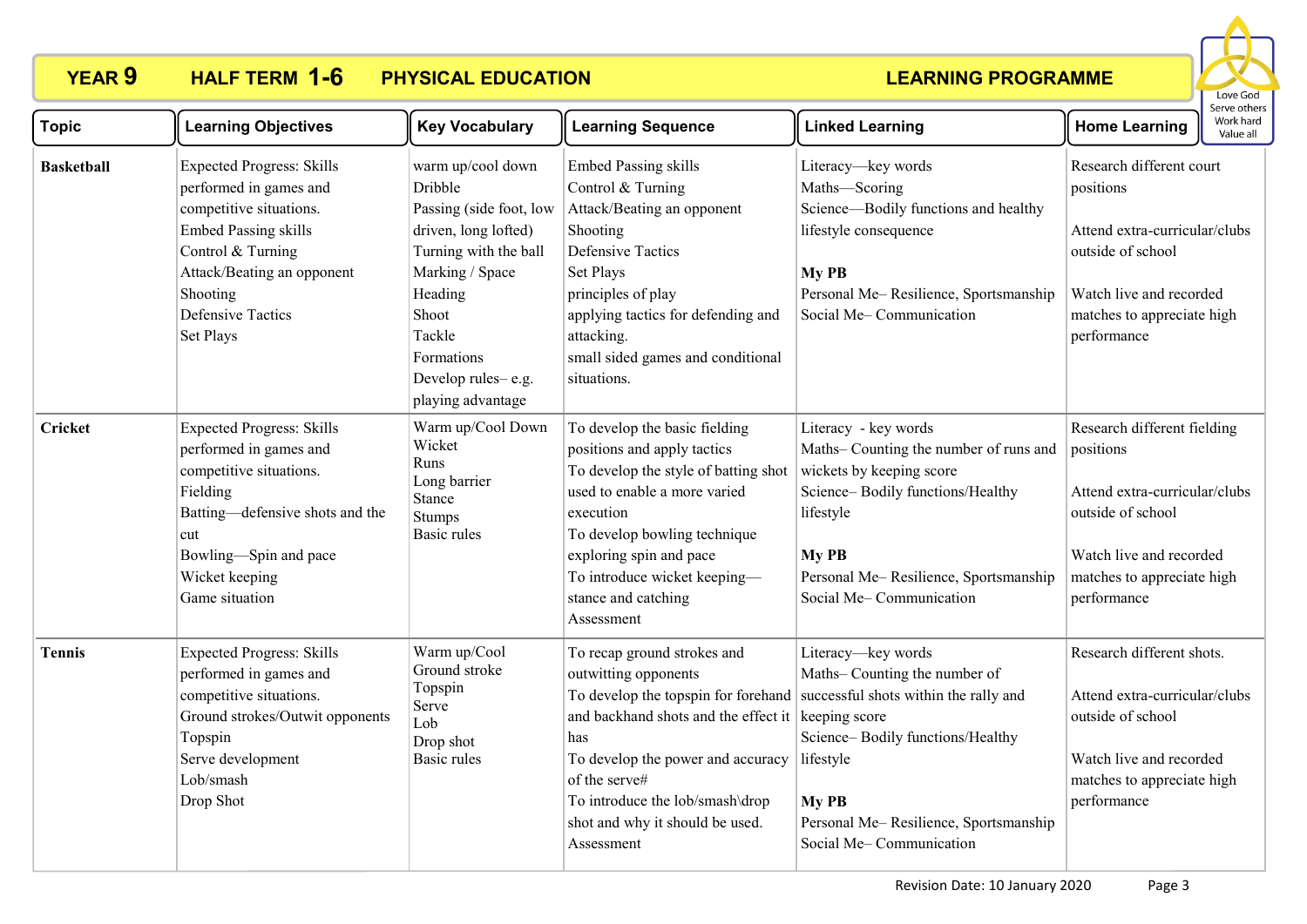# YEAR 9 HALF TERM 1-6 PHYSICAL EDUCATION LEARNING PROGRAMME

Love God
Serve others
Work hard
Value all

| Topic | Learning Objectives | Key Vocabulary | Learning Sequence | Linked Learning | Home Learning |
|---|---|---|---|---|---|
| **Basketball** | Expected Progress: Skills performed in games and competitive situations.<br>Embed Passing skills<br>Control & Turning<br>Attack/Beating an opponent<br>Shooting<br>Defensive Tactics<br>Set Plays | warm up/cool down<br>Dribble<br>Passing (side foot, low driven, long lofted)<br>Turning with the ball<br>Marking / Space<br>Heading<br>Shoot<br>Tackle<br>Formations<br>Develop rules– e.g. playing advantage | Embed Passing skills<br>Control & Turning<br>Attack/Beating an opponent<br>Shooting<br>Defensive Tactics<br>Set Plays<br>principles of play<br>applying tactics for defending and attacking.<br>small sided games and conditional situations. | Literacy—key words<br>Maths—Scoring<br>Science—Bodily functions and healthy lifestyle consequence<br><br>**My PB**<br>Personal Me– Resilience, Sportsmanship<br>Social Me– Communication | Research different court positions<br><br>Attend extra-curricular/clubs outside of school<br><br>Watch live and recorded matches to appreciate high performance |
| **Cricket** | Expected Progress: Skills performed in games and competitive situations.<br>Fielding<br>Batting—defensive shots and the cut<br>Bowling—Spin and pace<br>Wicket keeping<br>Game situation | Warm up/Cool Down<br>Wicket<br>Runs<br>Long barrier<br>Stance<br>Stumps<br>Basic rules | To develop the basic fielding positions and apply tactics<br>To develop the style of batting shot used to enable a more varied execution<br>To develop bowling technique exploring spin and pace<br>To introduce wicket keeping—stance and catching<br>Assessment | Literacy - key words<br>Maths– Counting the number of runs and wickets by keeping score<br>Science– Bodily functions/Healthy lifestyle<br><br>**My PB**<br>Personal Me– Resilience, Sportsmanship<br>Social Me– Communication | Research different fielding positions<br><br>Attend extra-curricular/clubs outside of school<br><br>Watch live and recorded matches to appreciate high performance |
| **Tennis** | Expected Progress: Skills performed in games and competitive situations.<br>Ground strokes/Outwit opponents<br>Topspin<br>Serve development<br>Lob/smash<br>Drop Shot | Warm up/Cool<br>Ground stroke<br>Topspin<br>Serve<br>Lob<br>Drop shot<br>Basic rules | To recap ground strokes and outwitting opponents<br>To develop the topspin for forehand and backhand shots and the effect it has<br>To develop the power and accuracy of the serve#<br>To introduce the lob/smash\drop shot and why it should be used.<br>Assessment | Literacy—key words<br>Maths– Counting the number of successful shots within the rally and keeping score<br>Science– Bodily functions/Healthy lifestyle<br><br>**My PB**<br>Personal Me– Resilience, Sportsmanship<br>Social Me– Communication | Research different shots.<br><br>Attend extra-curricular/clubs outside of school<br><br>Watch live and recorded matches to appreciate high performance |

Revision Date: 10 January 2020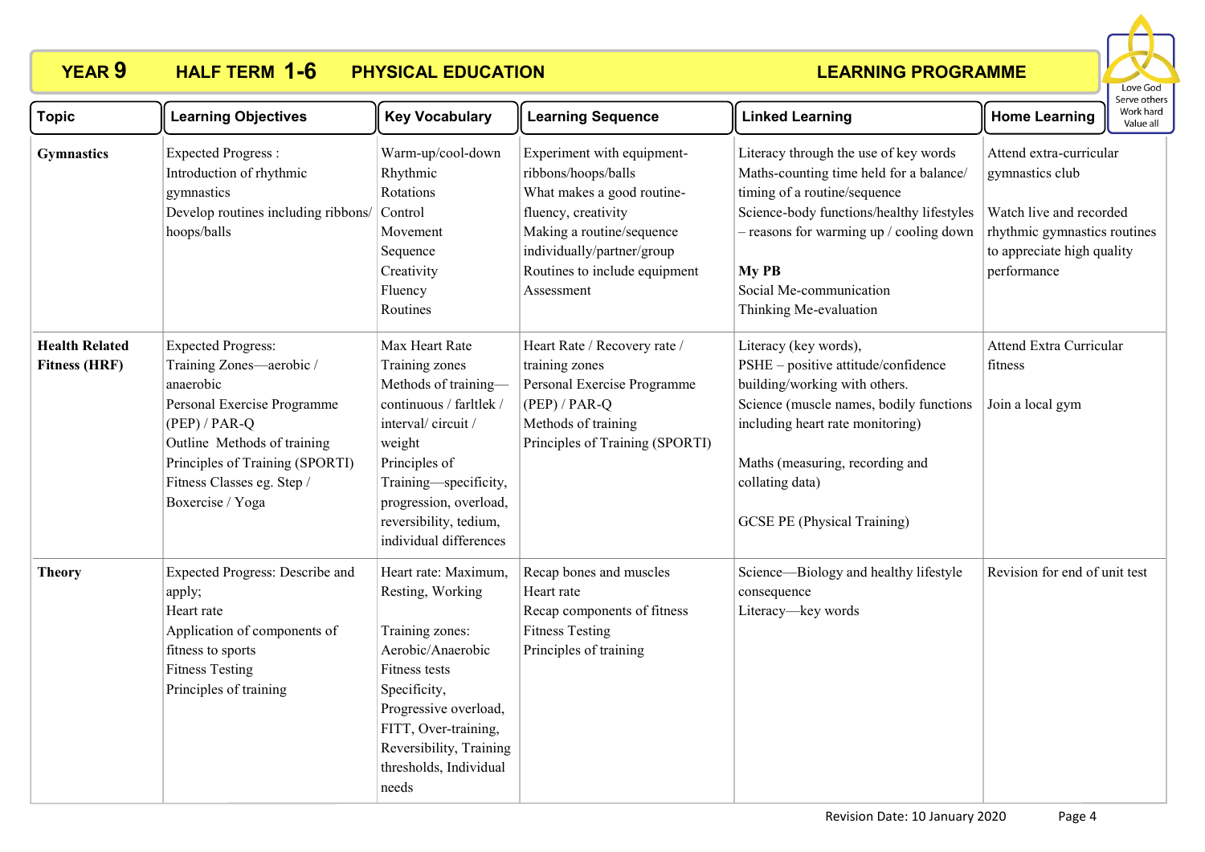# YEAR 9 HALF TERM 1-6 PHYSICAL EDUCATION — LEARNING PROGRAMME

Love God
Serve others
Work hard
Value all

| Topic | Learning Objectives | Key Vocabulary | Learning Sequence | Linked Learning | Home Learning |
|---|---|---|---|---|---|
| **Gymnastics** | Expected Progress :<br>Introduction of rhythmic gymnastics<br>Develop routines including ribbons/ hoops/balls | Warm-up/cool-down<br>Rhythmic<br>Rotations<br>Control<br>Movement<br>Sequence<br>Creativity<br>Fluency<br>Routines | Experiment with equipment- ribbons/hoops/balls<br>What makes a good routine- fluency, creativity<br>Making a routine/sequence individually/partner/group<br>Routines to include equipment<br>Assessment | Literacy through the use of key words<br>Maths-counting time held for a balance/ timing of a routine/sequence<br>Science-body functions/healthy lifestyles – reasons for warming up / cooling down<br><br>**My PB**<br>Social Me-communication<br>Thinking Me-evaluation | Attend extra-curricular gymnastics club<br><br>Watch live and recorded rhythmic gymnastics routines to appreciate high quality performance |
| **Health Related Fitness (HRF)** | Expected Progress:<br>Training Zones—aerobic / anaerobic<br>Personal Exercise Programme (PEP) / PAR-Q<br>Outline Methods of training<br>Principles of Training (SPORTI)<br>Fitness Classes eg. Step / Boxercise / Yoga | Max Heart Rate<br>Training zones<br>Methods of training—continuous / farltlek / interval/ circuit / weight<br>Principles of Training—specificity, progression, overload, reversibility, tedium, individual differences | Heart Rate / Recovery rate / training zones<br>Personal Exercise Programme (PEP) / PAR-Q<br>Methods of training<br>Principles of Training (SPORTI) | Literacy (key words),<br>PSHE – positive attitude/confidence building/working with others.<br>Science (muscle names, bodily functions including heart rate monitoring)<br><br>Maths (measuring, recording and collating data)<br><br>GCSE PE (Physical Training) | Attend Extra Curricular fitness<br><br>Join a local gym |
| **Theory** | Expected Progress: Describe and apply;<br>Heart rate<br>Application of components of fitness to sports<br>Fitness Testing<br>Principles of training | Heart rate: Maximum, Resting, Working<br><br>Training zones: Aerobic/Anaerobic<br>Fitness tests<br>Specificity, Progressive overload, FITT, Over-training, Reversibility, Training thresholds, Individual needs | Recap bones and muscles<br>Heart rate<br>Recap components of fitness<br>Fitness Testing<br>Principles of training | Science—Biology and healthy lifestyle consequence<br>Literacy—key words | Revision for end of unit test |

Revision Date: 10 January 2020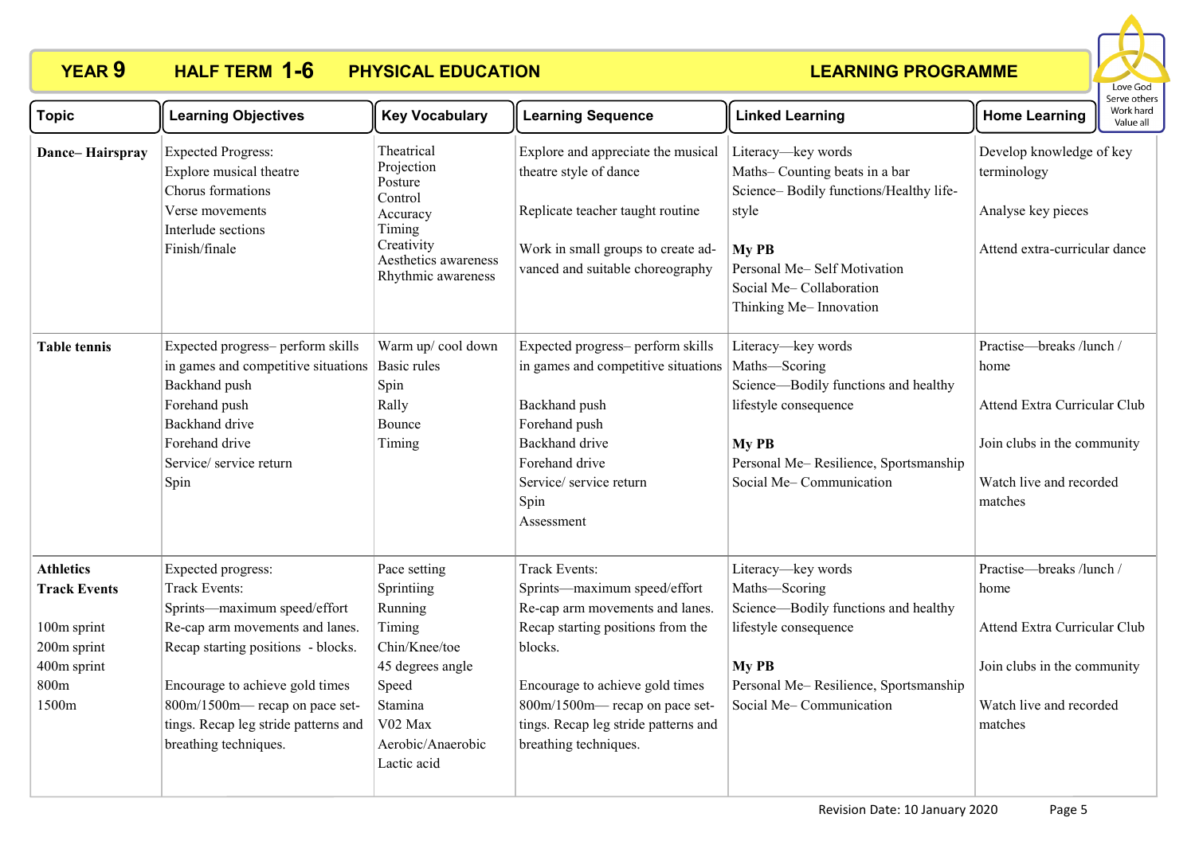# YEAR 9 HALF TERM 1-6 PHYSICAL EDUCATION LEARNING PROGRAMME

Love God
Serve others
Work hard
Value all

| Topic | Learning Objectives | Key Vocabulary | Learning Sequence | Linked Learning | Home Learning |
|---|---|---|---|---|---|
| **Dance– Hairspray** | Expected Progress:<br>Explore musical theatre<br>Chorus formations<br>Verse movements<br>Interlude sections<br>Finish/finale | Theatrical<br>Projection<br>Posture<br>Control<br>Accuracy<br>Timing<br>Creativity<br>Aesthetics awareness<br>Rhythmic awareness | Explore and appreciate the musical theatre style of dance<br><br>Replicate teacher taught routine<br><br>Work in small groups to create advanced and suitable choreography | Literacy—key words<br>Maths– Counting beats in a bar<br>Science– Bodily functions/Healthy lifestyle<br><br>**My PB**<br>Personal Me– Self Motivation<br>Social Me– Collaboration<br>Thinking Me– Innovation | Develop knowledge of key terminology<br><br>Analyse key pieces<br><br>Attend extra-curricular dance |
| **Table tennis** | Expected progress– perform skills in games and competitive situations<br>Backhand push<br>Forehand push<br>Backhand drive<br>Forehand drive<br>Service/ service return<br>Spin | Warm up/ cool down<br>Basic rules<br>Spin<br>Rally<br>Bounce<br>Timing | Expected progress– perform skills in games and competitive situations<br><br>Backhand push<br>Forehand push<br>Backhand drive<br>Forehand drive<br>Service/ service return<br>Spin<br>Assessment | Literacy—key words<br>Maths—Scoring<br>Science—Bodily functions and healthy lifestyle consequence<br><br>**My PB**<br>Personal Me– Resilience, Sportsmanship<br>Social Me– Communication | Practise—breaks /lunch / home<br><br>Attend Extra Curricular Club<br><br>Join clubs in the community<br><br>Watch live and recorded matches |
| **Athletics Track Events**<br><br>100m sprint<br>200m sprint<br>400m sprint<br>800m<br>1500m | Expected progress:<br>Track Events:<br>Sprints—maximum speed/effort<br>Re-cap arm movements and lanes.<br>Recap starting positions - blocks.<br><br>Encourage to achieve gold times 800m/1500m— recap on pace settings. Recap leg stride patterns and breathing techniques. | Pace setting<br>Sprintiing<br>Running<br>Timing<br>Chin/Knee/toe<br>45 degrees angle<br>Speed<br>Stamina<br>V02 Max<br>Aerobic/Anaerobic<br>Lactic acid | Track Events:<br>Sprints—maximum speed/effort<br>Re-cap arm movements and lanes.<br>Recap starting positions from the blocks.<br><br>Encourage to achieve gold times 800m/1500m— recap on pace settings. Recap leg stride patterns and breathing techniques. | Literacy—key words<br>Maths—Scoring<br>Science—Bodily functions and healthy lifestyle consequence<br><br>**My PB**<br>Personal Me– Resilience, Sportsmanship<br>Social Me– Communication | Practise—breaks /lunch / home<br><br>Attend Extra Curricular Club<br><br>Join clubs in the community<br><br>Watch live and recorded matches |

Revision Date: 10 January 2020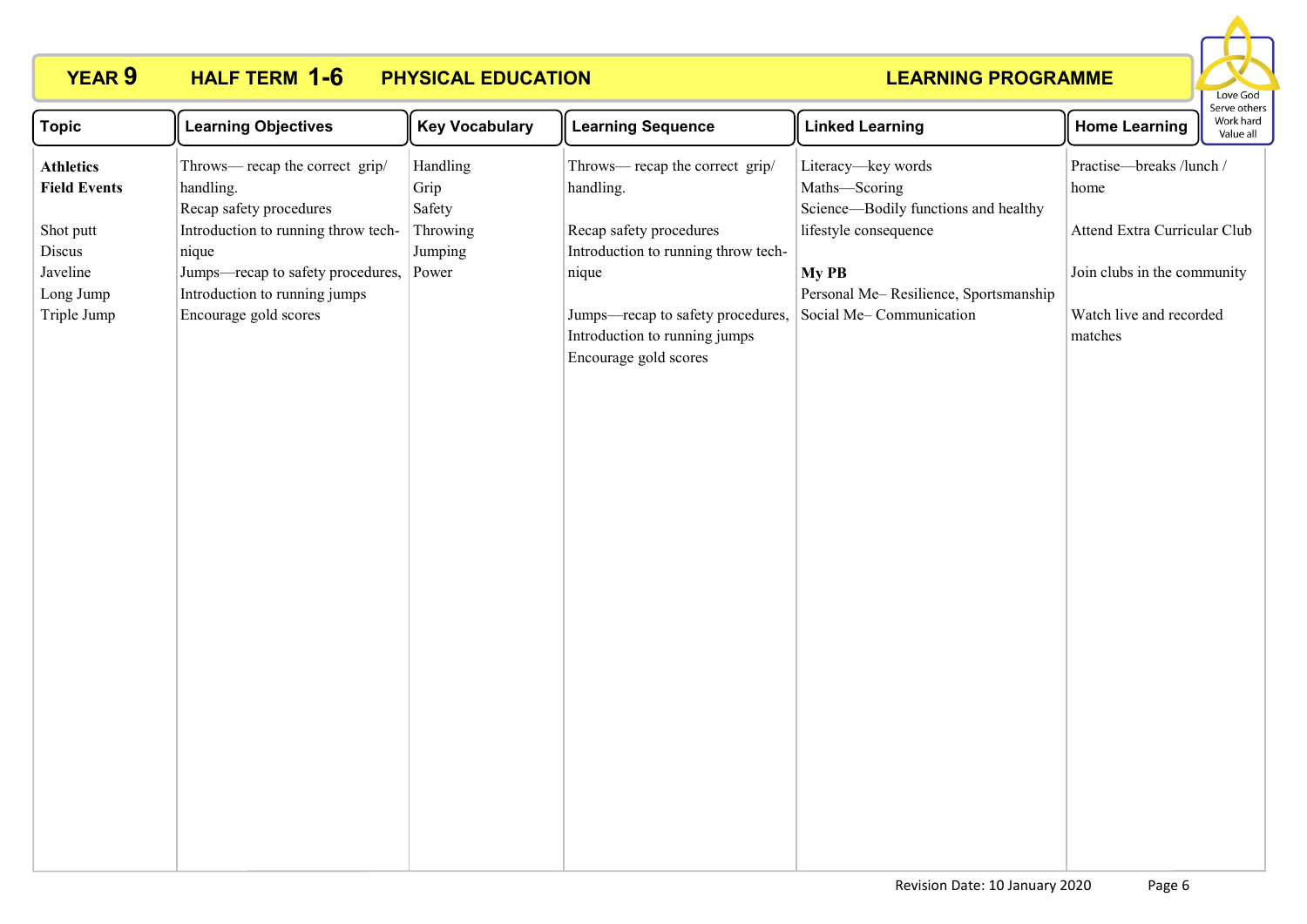# YEAR 9 HALF TERM 1-6 PHYSICAL EDUCATION LEARNING PROGRAMME

Love God
Serve others
Work hard
Value all

| Topic | Learning Objectives | Key Vocabulary | Learning Sequence | Linked Learning | Home Learning |
|---|---|---|---|---|---|
| **Athletics Field Events**<br><br>Shot putt<br>Discus<br>Javeline<br>Long Jump<br>Triple Jump | Throws— recap the correct grip/ handling.<br>Recap safety procedures<br>Introduction to running throw technique<br>Jumps—recap to safety procedures, Introduction to running jumps<br>Encourage gold scores | Handling<br>Grip<br>Safety<br>Throwing<br>Jumping<br>Power | Throws— recap the correct grip/ handling.<br><br>Recap safety procedures<br>Introduction to running throw technique<br><br>Jumps—recap to safety procedures, Introduction to running jumps<br>Encourage gold scores | Literacy—key words<br>Maths—Scoring<br>Science—Bodily functions and healthy lifestyle consequence<br><br>**My PB**<br>Personal Me– Resilience, Sportsmanship<br>Social Me– Communication | Practise—breaks /lunch / home<br><br>Attend Extra Curricular Club<br><br>Join clubs in the community<br><br>Watch live and recorded matches |

Revision Date: 10 January 2020